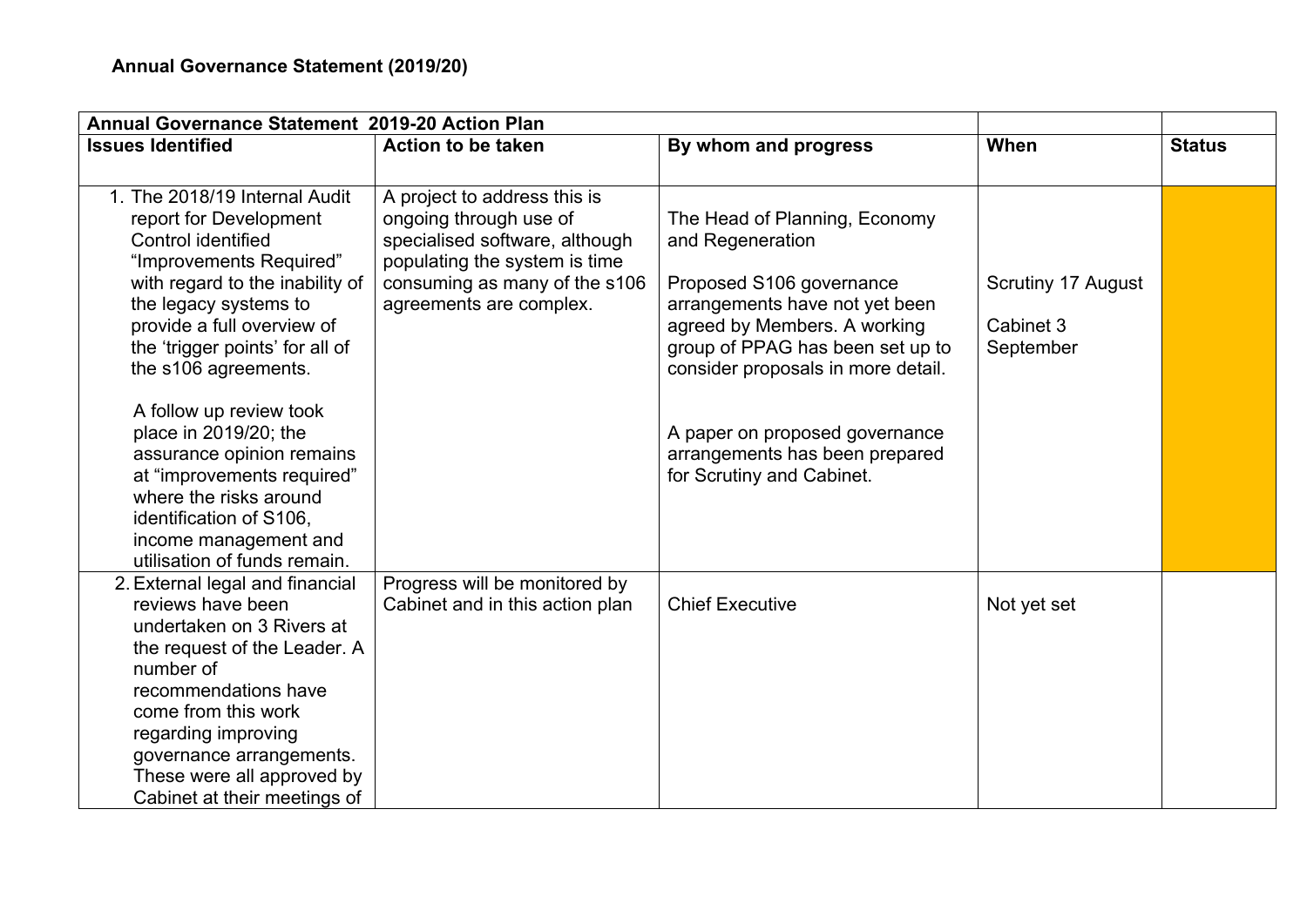**Annual Governance Statement (2019/20)**

| Annual Governance Statement 2019-20 Action Plan | | | | |
|---|---|---|---|---|
| **Issues Identified** | **Action to be taken** | **By whom and progress** | **When** | **Status** |
| 1. The 2018/19 Internal Audit report for Development Control identified "Improvements Required" with regard to the inability of the legacy systems to provide a full overview of the 'trigger points' for all of the s106 agreements.<br><br>A follow up review took place in 2019/20; the assurance opinion remains at "improvements required" where the risks around identification of S106, income management and utilisation of funds remain. | A project to address this is ongoing through use of specialised software, although populating the system is time consuming as many of the s106 agreements are complex. | The Head of Planning, Economy and Regeneration<br><br>Proposed S106 governance arrangements have not yet been agreed by Members. A working group of PPAG has been set up to consider proposals in more detail.<br><br>A paper on proposed governance arrangements has been prepared for Scrutiny and Cabinet. | Scrutiny 17 August<br><br>Cabinet 3 September | |
| 2. External legal and financial reviews have been undertaken on 3 Rivers at the request of the Leader. A number of recommendations have come from this work regarding improving governance arrangements. These were all approved by Cabinet at their meetings of | Progress will be monitored by Cabinet and in this action plan | Chief Executive | Not yet set | |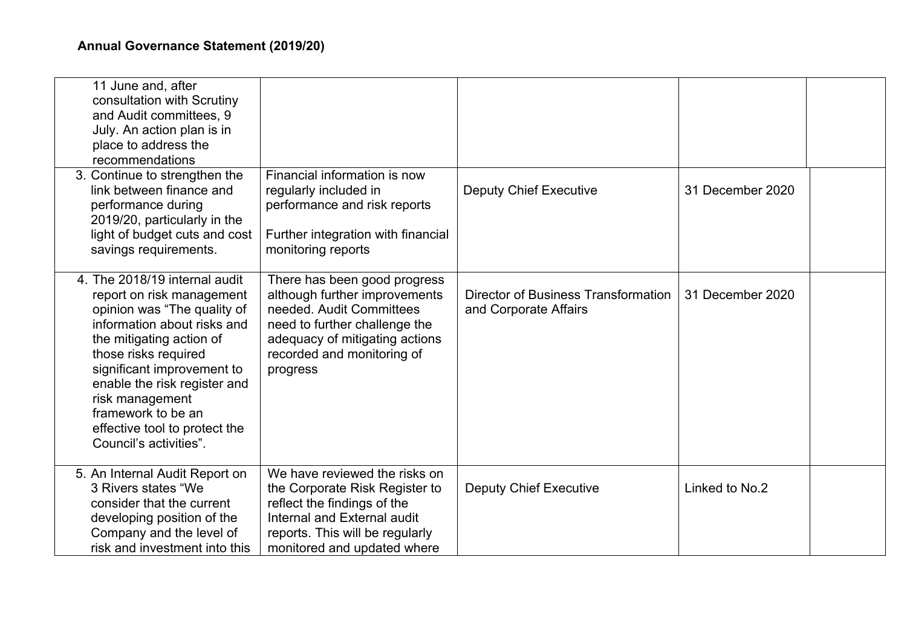## Annual Governance Statement (2019/20)

| | | | | |
|---|---|---|---|---|
| 11 June and, after consultation with Scrutiny and Audit committees, 9 July. An action plan is in place to address the recommendations | | | | |
| 3. Continue to strengthen the link between finance and performance during 2019/20, particularly in the light of budget cuts and cost savings requirements. | Financial information is now regularly included in performance and risk reports<br><br>Further integration with financial monitoring reports | Deputy Chief Executive | 31 December 2020 | |
| 4. The 2018/19 internal audit report on risk management opinion was "The quality of information about risks and the mitigating action of those risks required significant improvement to enable the risk register and risk management framework to be an effective tool to protect the Council's activities". | There has been good progress although further improvements needed. Audit Committees need to further challenge the adequacy of mitigating actions recorded and monitoring of progress | Director of Business Transformation and Corporate Affairs | 31 December 2020 | |
| 5. An Internal Audit Report on 3 Rivers states "We consider that the current developing position of the Company and the level of risk and investment into this | We have reviewed the risks on the Corporate Risk Register to reflect the findings of the Internal and External audit reports. This will be regularly monitored and updated where | Deputy Chief Executive | Linked to No.2 | |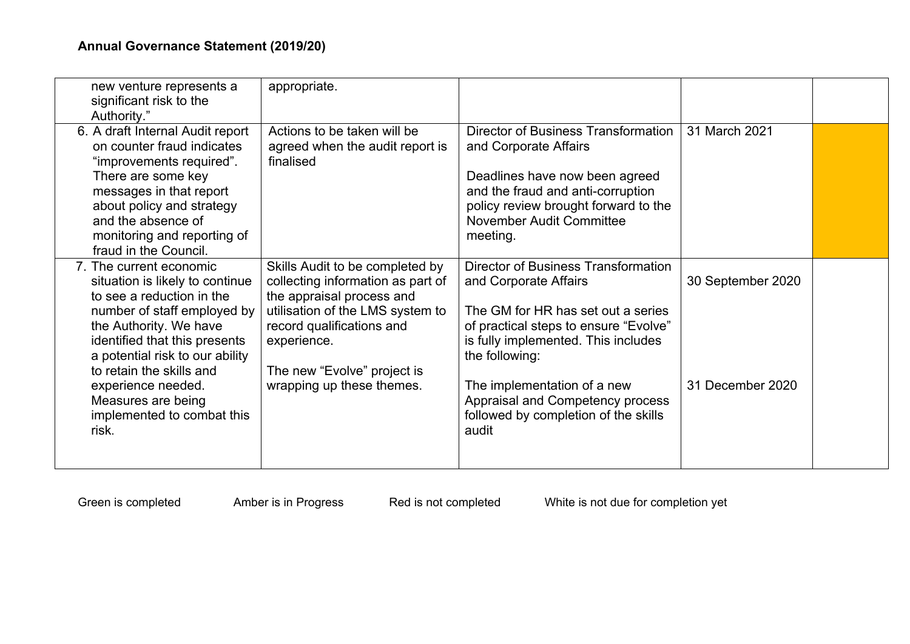**Annual Governance Statement (2019/20)**

| | | | | |
|---|---|---|---|---|
| new venture represents a significant risk to the Authority." | appropriate. | | | |
| 6. A draft Internal Audit report on counter fraud indicates "improvements required". There are some key messages in that report about policy and strategy and the absence of monitoring and reporting of fraud in the Council. | Actions to be taken will be agreed when the audit report is finalised | Director of Business Transformation and Corporate Affairs<br><br>Deadlines have now been agreed and the fraud and anti-corruption policy review brought forward to the November Audit Committee meeting. | 31 March 2021 | |
| 7. The current economic situation is likely to continue to see a reduction in the number of staff employed by the Authority. We have identified that this presents a potential risk to our ability to retain the skills and experience needed. Measures are being implemented to combat this risk. | Skills Audit to be completed by collecting information as part of the appraisal process and utilisation of the LMS system to record qualifications and experience.<br><br>The new "Evolve" project is wrapping up these themes. | Director of Business Transformation and Corporate Affairs<br><br>The GM for HR has set out a series of practical steps to ensure "Evolve" is fully implemented. This includes the following:<br><br>The implementation of a new Appraisal and Competency process followed by completion of the skills audit | 30 September 2020<br><br>31 December 2020 | |

Green is completed Amber is in Progress Red is not completed White is not due for completion yet